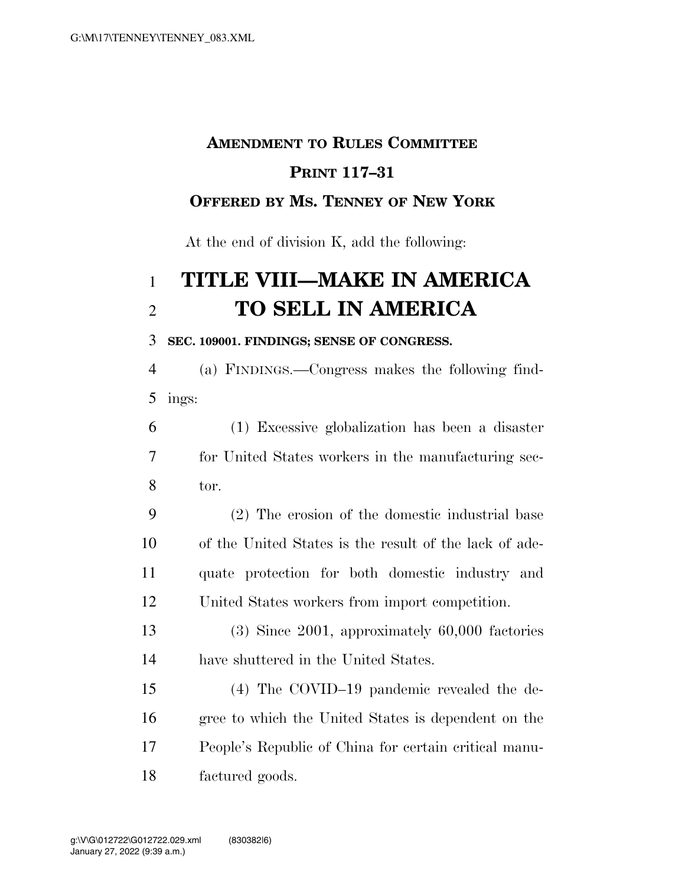**AMENDMENT TO RULES COMMITTEE PRINT 117–31**

**OFFERED BY MS. TENNEY OF NEW YORK**

At the end of division K, add the following:

# TITLE VIII—MAKE IN AMERICA TO SELL IN AMERICA

**SEC. 109001. FINDINGS; SENSE OF CONGRESS.**

(a) FINDINGS.—Congress makes the following findings:

(1) Excessive globalization has been a disaster for United States workers in the manufacturing sector.

(2) The erosion of the domestic industrial base of the United States is the result of the lack of adequate protection for both domestic industry and United States workers from import competition.

(3) Since 2001, approximately 60,000 factories have shuttered in the United States.

(4) The COVID–19 pandemic revealed the degree to which the United States is dependent on the People's Republic of China for certain critical manufactured goods.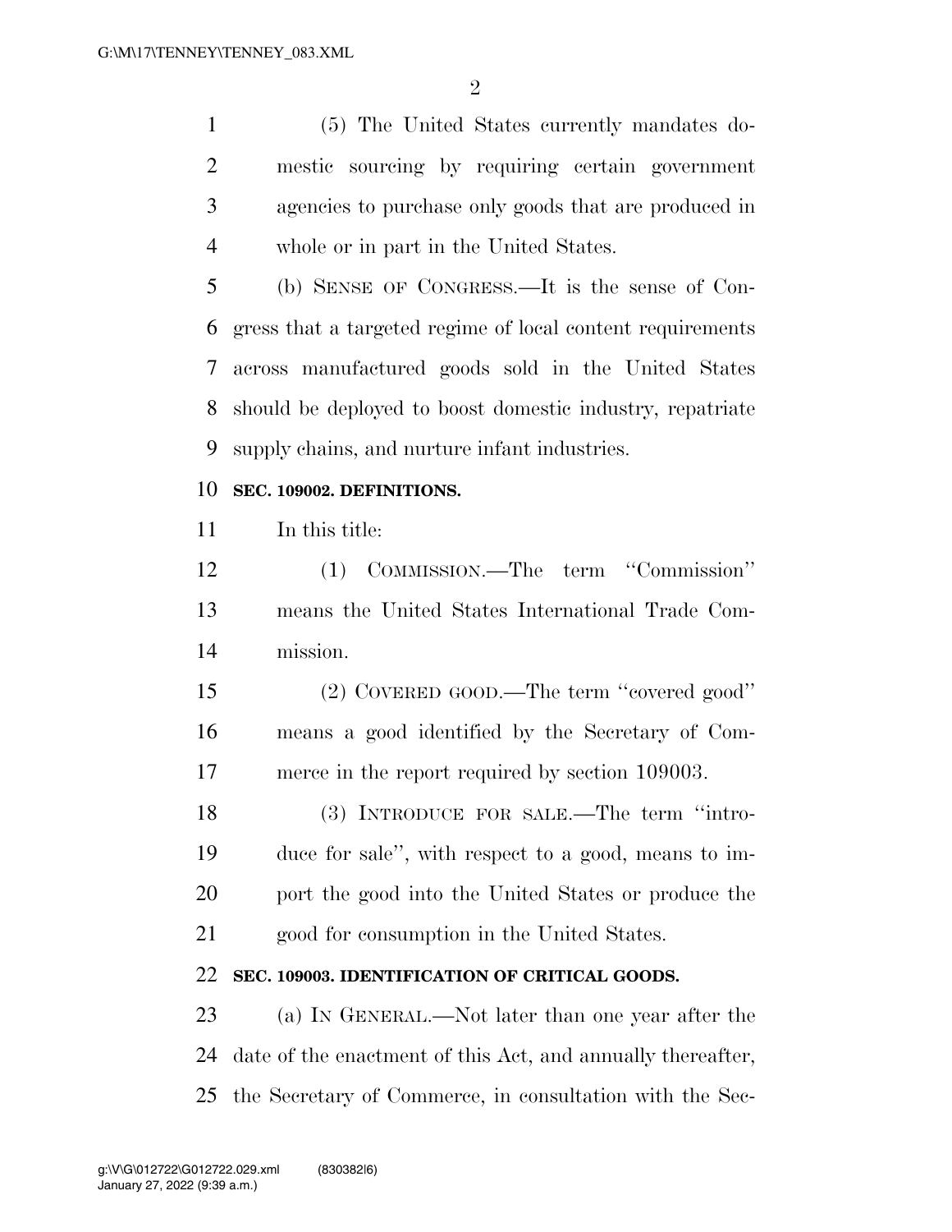(5) The United States currently mandates domestic sourcing by requiring certain government agencies to purchase only goods that are produced in whole or in part in the United States.

(b) SENSE OF CONGRESS.—It is the sense of Congress that a targeted regime of local content requirements across manufactured goods sold in the United States should be deployed to boost domestic industry, repatriate supply chains, and nurture infant industries.

**SEC. 109002. DEFINITIONS.**

In this title:

(1) COMMISSION.—The term "Commission" means the United States International Trade Commission.

(2) COVERED GOOD.—The term "covered good" means a good identified by the Secretary of Commerce in the report required by section 109003.

(3) INTRODUCE FOR SALE.—The term "introduce for sale", with respect to a good, means to import the good into the United States or produce the good for consumption in the United States.

**SEC. 109003. IDENTIFICATION OF CRITICAL GOODS.**

(a) IN GENERAL.—Not later than one year after the date of the enactment of this Act, and annually thereafter, the Secretary of Commerce, in consultation with the Sec-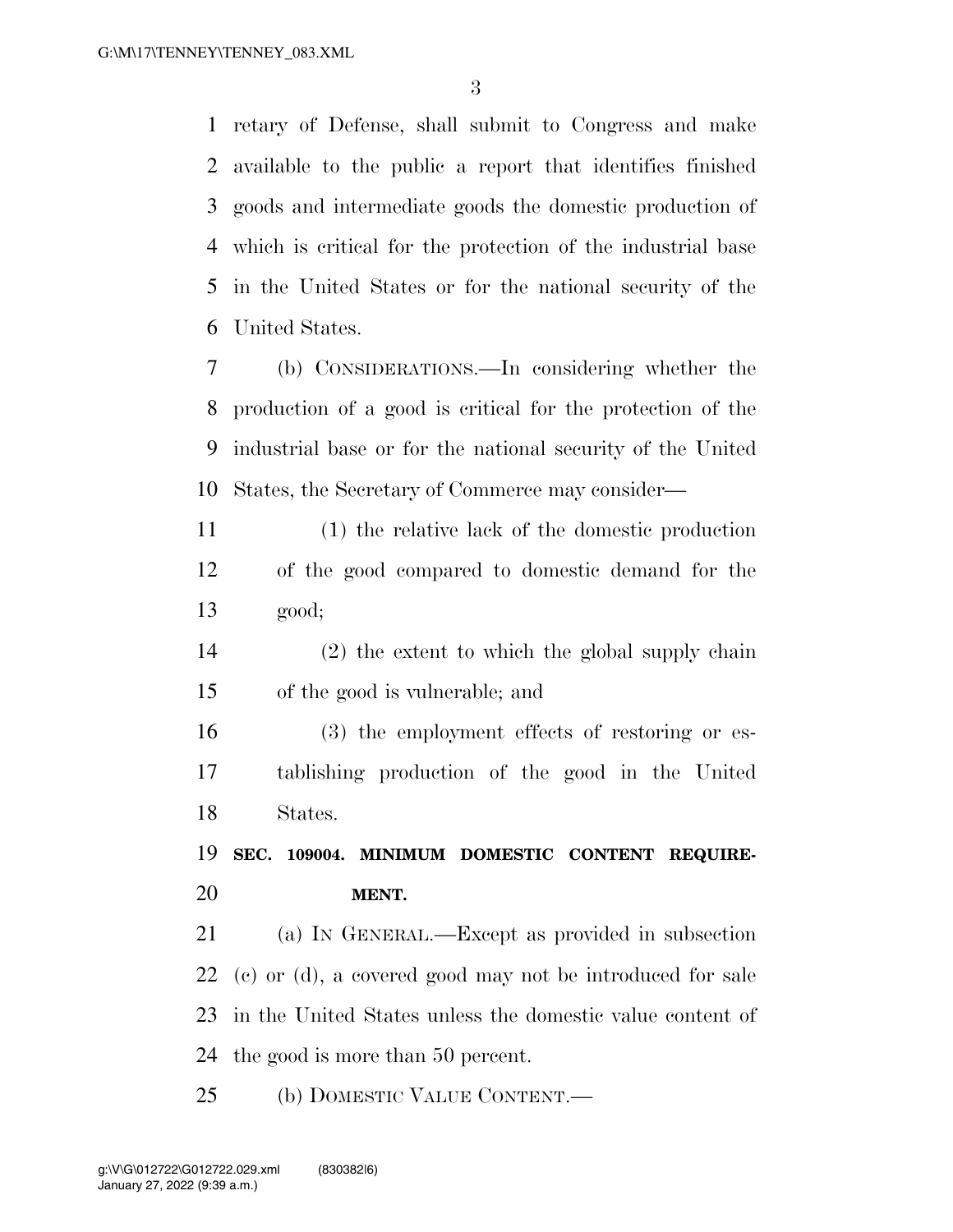retary of Defense, shall submit to Congress and make available to the public a report that identifies finished goods and intermediate goods the domestic production of which is critical for the protection of the industrial base in the United States or for the national security of the United States.

(b) CONSIDERATIONS.—In considering whether the production of a good is critical for the protection of the industrial base or for the national security of the United States, the Secretary of Commerce may consider—

(1) the relative lack of the domestic production of the good compared to domestic demand for the good;

(2) the extent to which the global supply chain of the good is vulnerable; and

(3) the employment effects of restoring or establishing production of the good in the United States.

**SEC. 109004. MINIMUM DOMESTIC CONTENT REQUIREMENT.**

(a) IN GENERAL.—Except as provided in subsection (c) or (d), a covered good may not be introduced for sale in the United States unless the domestic value content of the good is more than 50 percent.

(b) DOMESTIC VALUE CONTENT.—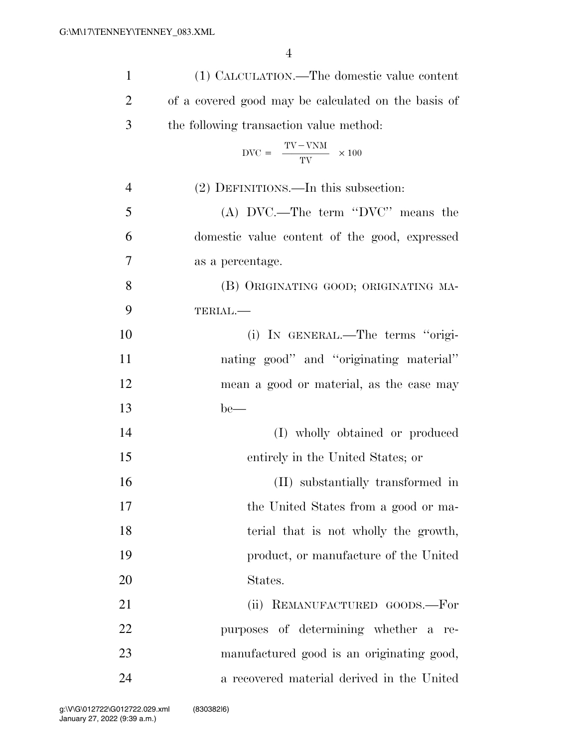(1) CALCULATION.—The domestic value content of a covered good may be calculated on the basis of the following transaction value method:

$$\text{DVC} = \frac{\text{TV} - \text{VNM}}{\text{TV}} \times 100$$

(2) DEFINITIONS.—In this subsection:

(A) DVC.—The term "DVC" means the domestic value content of the good, expressed as a percentage.

(B) ORIGINATING GOOD; ORIGINATING MATERIAL.—

(i) IN GENERAL.—The terms "originating good" and "originating material" mean a good or material, as the case may be—

(I) wholly obtained or produced entirely in the United States; or

(II) substantially transformed in the United States from a good or material that is not wholly the growth, product, or manufacture of the United States.

(ii) REMANUFACTURED GOODS.—For purposes of determining whether a remanufactured good is an originating good, a recovered material derived in the United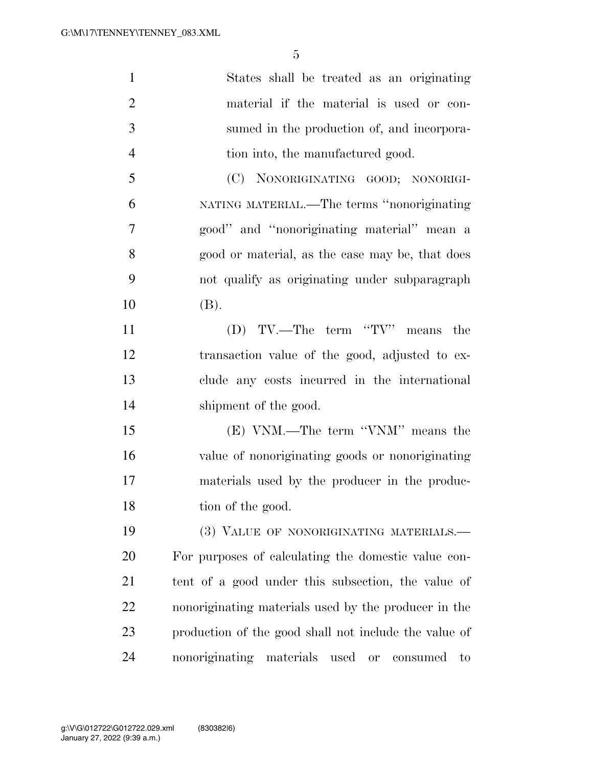States shall be treated as an originating material if the material is used or consumed in the production of, and incorporation into, the manufactured good.

(C) NONORIGINATING GOOD; NONORIGINATING MATERIAL.—The terms "nonoriginating good" and "nonoriginating material" mean a good or material, as the case may be, that does not qualify as originating under subparagraph (B).

(D) TV.—The term "TV" means the transaction value of the good, adjusted to exclude any costs incurred in the international shipment of the good.

(E) VNM.—The term "VNM" means the value of nonoriginating goods or nonoriginating materials used by the producer in the production of the good.

(3) VALUE OF NONORIGINATING MATERIALS.—For purposes of calculating the domestic value content of a good under this subsection, the value of nonoriginating materials used by the producer in the production of the good shall not include the value of nonoriginating materials used or consumed to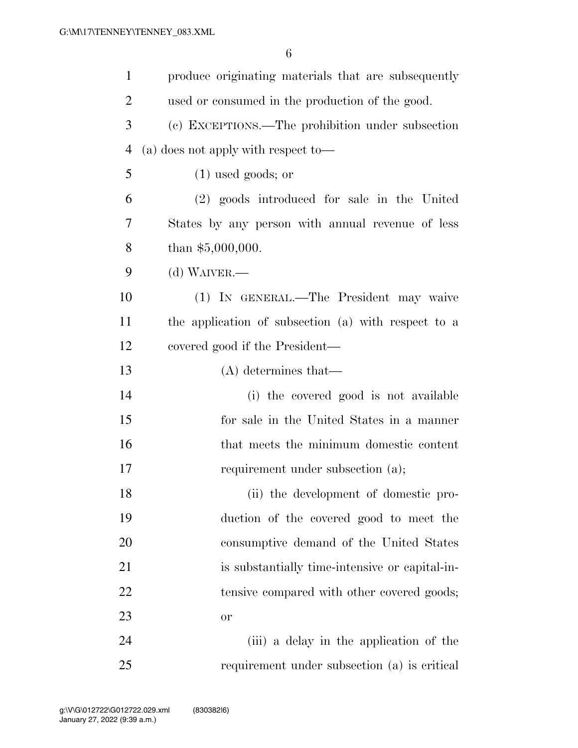produce originating materials that are subsequently used or consumed in the production of the good.

(c) EXCEPTIONS.—The prohibition under subsection (a) does not apply with respect to—

(1) used goods; or

(2) goods introduced for sale in the United States by any person with annual revenue of less than $5,000,000.

(d) WAIVER.—

(1) IN GENERAL.—The President may waive the application of subsection (a) with respect to a covered good if the President—

(A) determines that—

(i) the covered good is not available for sale in the United States in a manner that meets the minimum domestic content requirement under subsection (a);

(ii) the development of domestic production of the covered good to meet the consumptive demand of the United States is substantially time-intensive or capital-intensive compared with other covered goods; or

(iii) a delay in the application of the requirement under subsection (a) is critical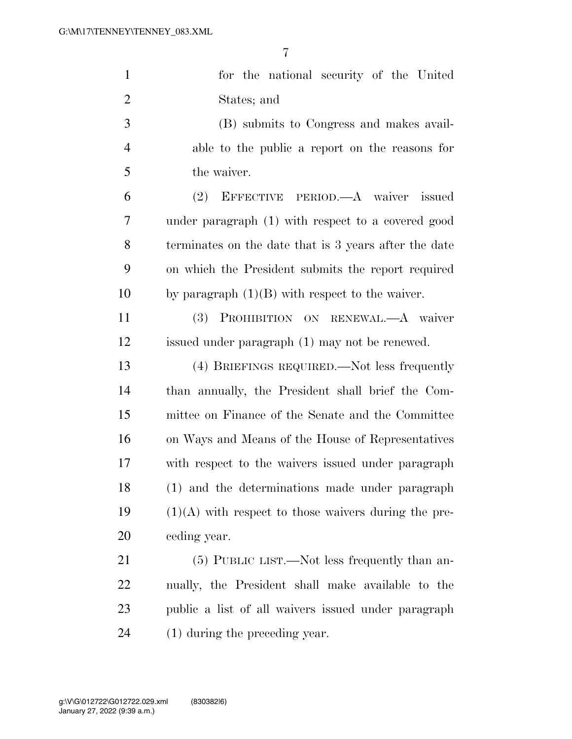for the national security of the United States; and

(B) submits to Congress and makes available to the public a report on the reasons for the waiver.

(2) EFFECTIVE PERIOD.—A waiver issued under paragraph (1) with respect to a covered good terminates on the date that is 3 years after the date on which the President submits the report required by paragraph (1)(B) with respect to the waiver.

(3) PROHIBITION ON RENEWAL.—A waiver issued under paragraph (1) may not be renewed.

(4) BRIEFINGS REQUIRED.—Not less frequently than annually, the President shall brief the Committee on Finance of the Senate and the Committee on Ways and Means of the House of Representatives with respect to the waivers issued under paragraph (1) and the determinations made under paragraph (1)(A) with respect to those waivers during the preceding year.

(5) PUBLIC LIST.—Not less frequently than annually, the President shall make available to the public a list of all waivers issued under paragraph (1) during the preceding year.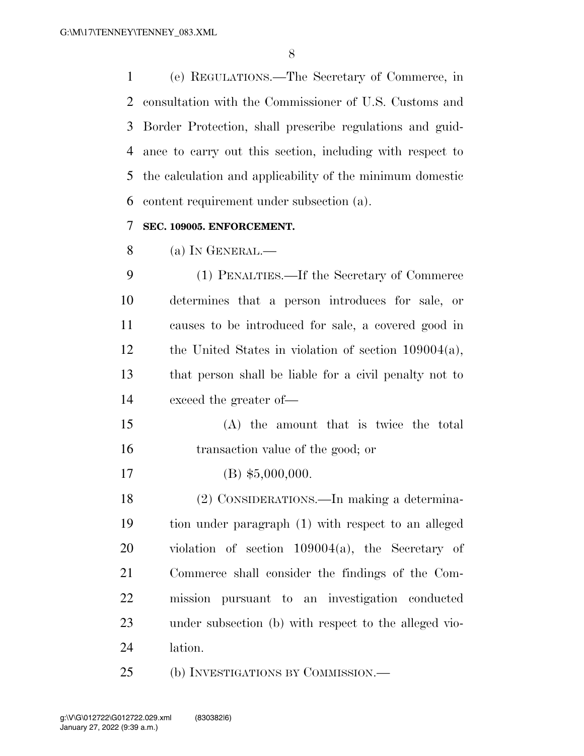(e) REGULATIONS.—The Secretary of Commerce, in consultation with the Commissioner of U.S. Customs and Border Protection, shall prescribe regulations and guidance to carry out this section, including with respect to the calculation and applicability of the minimum domestic content requirement under subsection (a).

**SEC. 109005. ENFORCEMENT.**

(a) IN GENERAL.—

(1) PENALTIES.—If the Secretary of Commerce determines that a person introduces for sale, or causes to be introduced for sale, a covered good in the United States in violation of section 109004(a), that person shall be liable for a civil penalty not to exceed the greater of—

(A) the amount that is twice the total transaction value of the good; or

(B) $5,000,000.

(2) CONSIDERATIONS.—In making a determination under paragraph (1) with respect to an alleged violation of section 109004(a), the Secretary of Commerce shall consider the findings of the Commission pursuant to an investigation conducted under subsection (b) with respect to the alleged violation.

(b) INVESTIGATIONS BY COMMISSION.—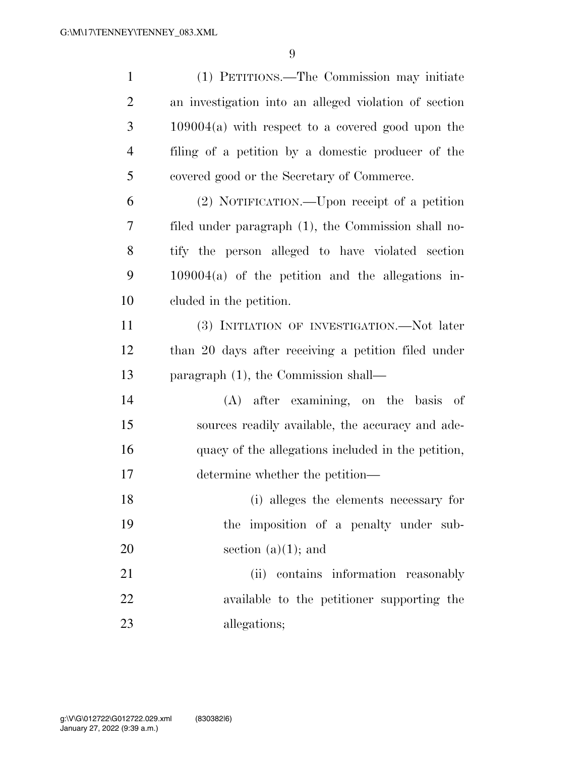(1) PETITIONS.—The Commission may initiate an investigation into an alleged violation of section 109004(a) with respect to a covered good upon the filing of a petition by a domestic producer of the covered good or the Secretary of Commerce.

(2) NOTIFICATION.—Upon receipt of a petition filed under paragraph (1), the Commission shall notify the person alleged to have violated section 109004(a) of the petition and the allegations included in the petition.

(3) INITIATION OF INVESTIGATION.—Not later than 20 days after receiving a petition filed under paragraph (1), the Commission shall—

(A) after examining, on the basis of sources readily available, the accuracy and adequacy of the allegations included in the petition, determine whether the petition—

(i) alleges the elements necessary for the imposition of a penalty under subsection (a)(1); and

(ii) contains information reasonably available to the petitioner supporting the allegations;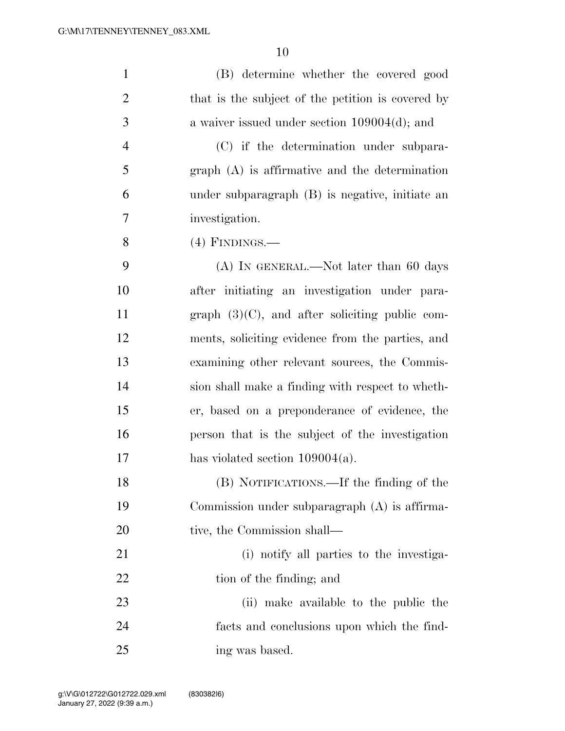(B) determine whether the covered good that is the subject of the petition is covered by a waiver issued under section 109004(d); and

(C) if the determination under subparagraph (A) is affirmative and the determination under subparagraph (B) is negative, initiate an investigation.

(4) FINDINGS.—

(A) IN GENERAL.—Not later than 60 days after initiating an investigation under paragraph (3)(C), and after soliciting public comments, soliciting evidence from the parties, and examining other relevant sources, the Commission shall make a finding with respect to whether, based on a preponderance of evidence, the person that is the subject of the investigation has violated section 109004(a).

(B) NOTIFICATIONS.—If the finding of the Commission under subparagraph (A) is affirmative, the Commission shall—

(i) notify all parties to the investigation of the finding; and

(ii) make available to the public the facts and conclusions upon which the finding was based.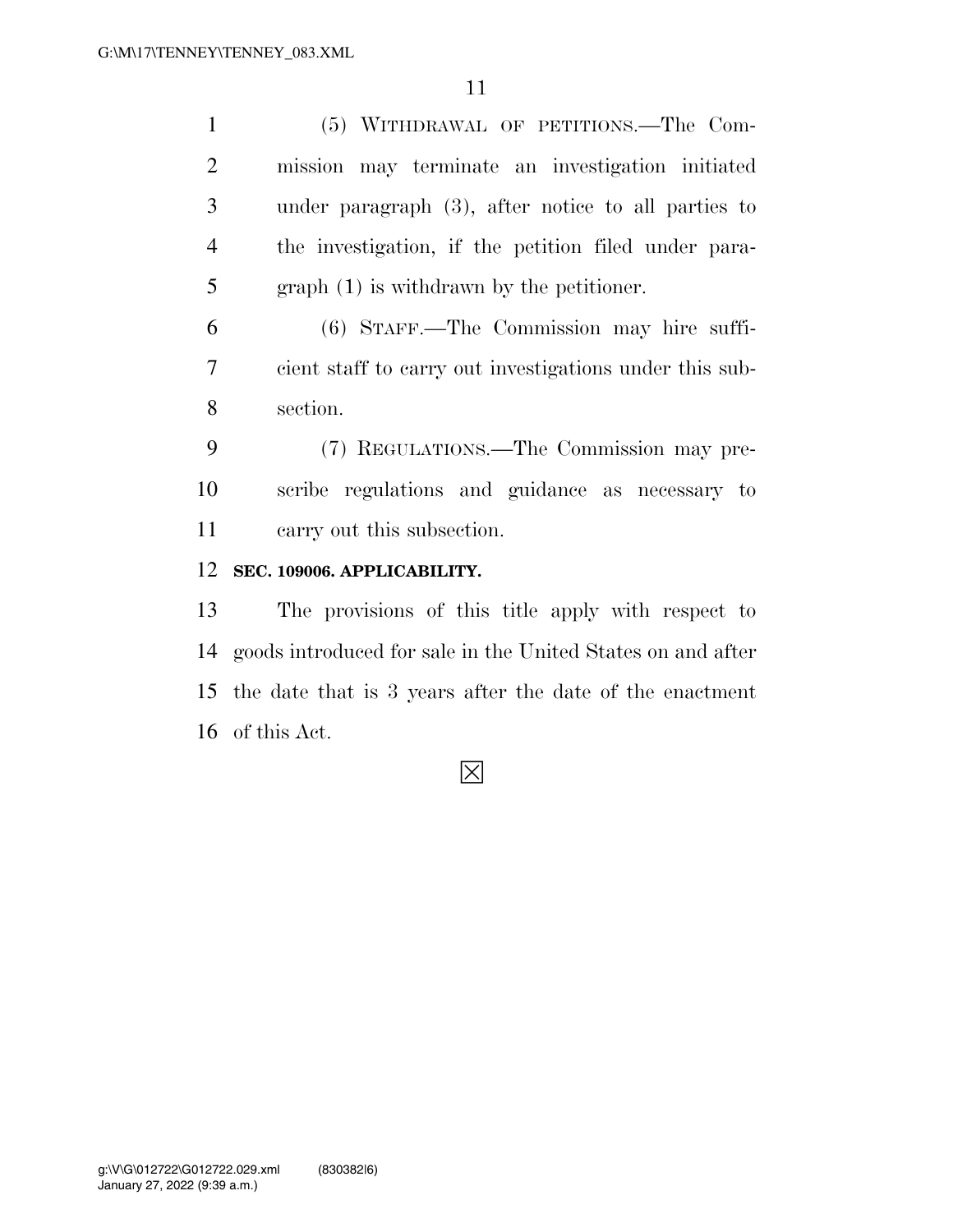(5) WITHDRAWAL OF PETITIONS.—The Commission may terminate an investigation initiated under paragraph (3), after notice to all parties to the investigation, if the petition filed under paragraph (1) is withdrawn by the petitioner.

(6) STAFF.—The Commission may hire sufficient staff to carry out investigations under this subsection.

(7) REGULATIONS.—The Commission may prescribe regulations and guidance as necessary to carry out this subsection.

**SEC. 109006. APPLICABILITY.**

The provisions of this title apply with respect to goods introduced for sale in the United States on and after the date that is 3 years after the date of the enactment of this Act.